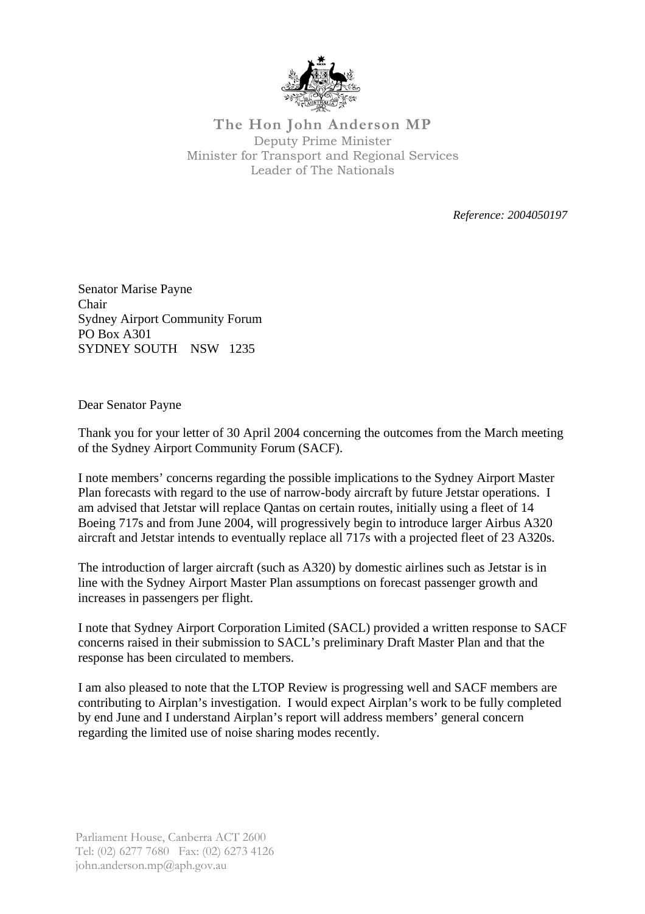**The Hon John Anderson MP**
Deputy Prime Minister
Minister for Transport and Regional Services
Leader of The Nationals

*Reference: 2004050197*

Senator Marise Payne
Chair
Sydney Airport Community Forum
PO Box A301
SYDNEY SOUTH NSW 1235

Dear Senator Payne

Thank you for your letter of 30 April 2004 concerning the outcomes from the March meeting of the Sydney Airport Community Forum (SACF).

I note members' concerns regarding the possible implications to the Sydney Airport Master Plan forecasts with regard to the use of narrow-body aircraft by future Jetstar operations. I am advised that Jetstar will replace Qantas on certain routes, initially using a fleet of 14 Boeing 717s and from June 2004, will progressively begin to introduce larger Airbus A320 aircraft and Jetstar intends to eventually replace all 717s with a projected fleet of 23 A320s.

The introduction of larger aircraft (such as A320) by domestic airlines such as Jetstar is in line with the Sydney Airport Master Plan assumptions on forecast passenger growth and increases in passengers per flight.

I note that Sydney Airport Corporation Limited (SACL) provided a written response to SACF concerns raised in their submission to SACL's preliminary Draft Master Plan and that the response has been circulated to members.

I am also pleased to note that the LTOP Review is progressing well and SACF members are contributing to Airplan's investigation. I would expect Airplan's work to be fully completed by end June and I understand Airplan's report will address members' general concern regarding the limited use of noise sharing modes recently.

Parliament House, Canberra ACT 2600
Tel: (02) 6277 7680 Fax: (02) 6273 4126
john.anderson.mp@aph.gov.au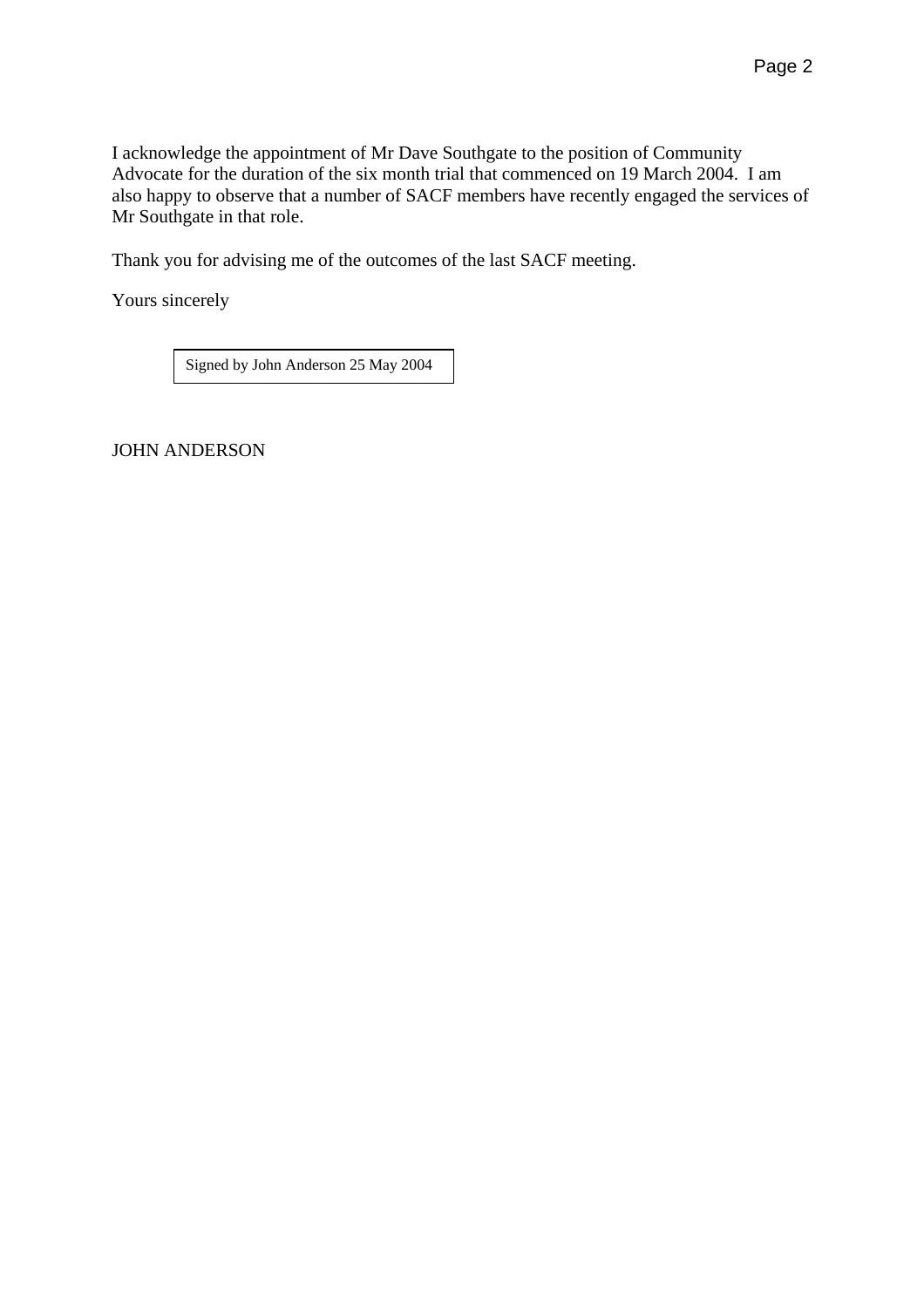I acknowledge the appointment of Mr Dave Southgate to the position of Community Advocate for the duration of the six month trial that commenced on 19 March 2004. I am also happy to observe that a number of SACF members have recently engaged the services of Mr Southgate in that role.

Thank you for advising me of the outcomes of the last SACF meeting.

Yours sincerely

Signed by John Anderson 25 May 2004

JOHN ANDERSON